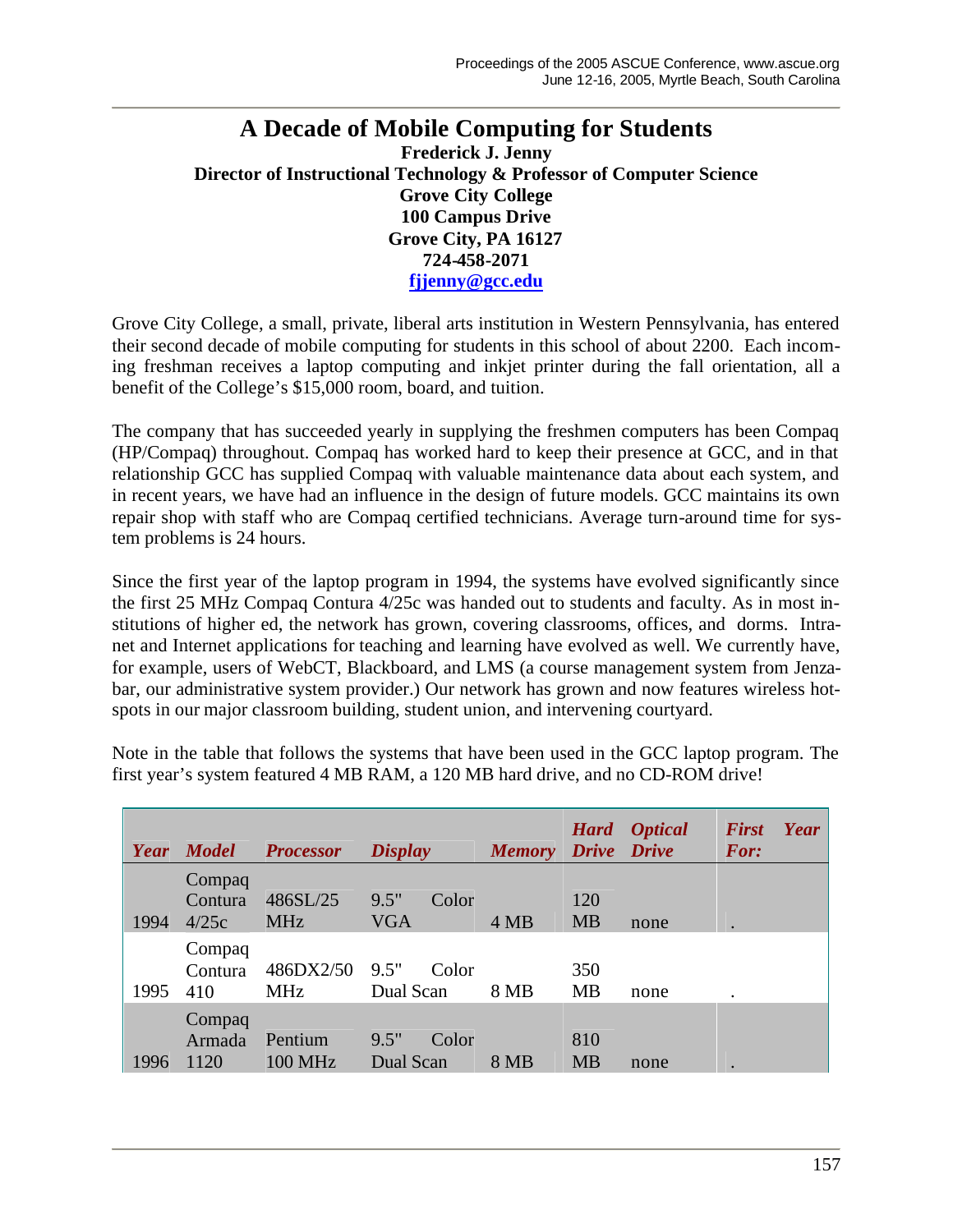# A Decade of Mobile Computing for Students

**Frederick J. Jenny**
**Director of Instructional Technology & Professor of Computer Science**
**Grove City College**
**100 Campus Drive**
**Grove City, PA 16127**
**724-458-2071**
**fjjenny@gcc.edu**

Grove City College, a small, private, liberal arts institution in Western Pennsylvania, has entered their second decade of mobile computing for students in this school of about 2200. Each incoming freshman receives a laptop computing and inkjet printer during the fall orientation, all a benefit of the College's $15,000 room, board, and tuition.

The company that has succeeded yearly in supplying the freshmen computers has been Compaq (HP/Compaq) throughout. Compaq has worked hard to keep their presence at GCC, and in that relationship GCC has supplied Compaq with valuable maintenance data about each system, and in recent years, we have had an influence in the design of future models. GCC maintains its own repair shop with staff who are Compaq certified technicians. Average turn-around time for system problems is 24 hours.

Since the first year of the laptop program in 1994, the systems have evolved significantly since the first 25 MHz Compaq Contura 4/25c was handed out to students and faculty. As in most institutions of higher ed, the network has grown, covering classrooms, offices, and dorms. Intranet and Internet applications for teaching and learning have evolved as well. We currently have, for example, users of WebCT, Blackboard, and LMS (a course management system from Jenzabar, our administrative system provider.) Our network has grown and now features wireless hotspots in our major classroom building, student union, and intervening courtyard.

Note in the table that follows the systems that have been used in the GCC laptop program. The first year's system featured 4 MB RAM, a 120 MB hard drive, and no CD-ROM drive!

| *Year* | *Model* | *Processor* | *Display* | *Memory* | *Hard Drive* | *Optical Drive* | *First Year For:* |
|---|---|---|---|---|---|---|---|
| 1994 | Compaq Contura 4/25c | 486SL/25 MHz | 9.5" Color VGA | 4 MB | 120 MB | none | . |
| 1995 | Compaq Contura 410 | 486DX2/50 MHz | 9.5" Color Dual Scan | 8 MB | 350 MB | none | . |
| 1996 | Compaq Armada 1120 | Pentium 100 MHz | 9.5" Color Dual Scan | 8 MB | 810 MB | none | . |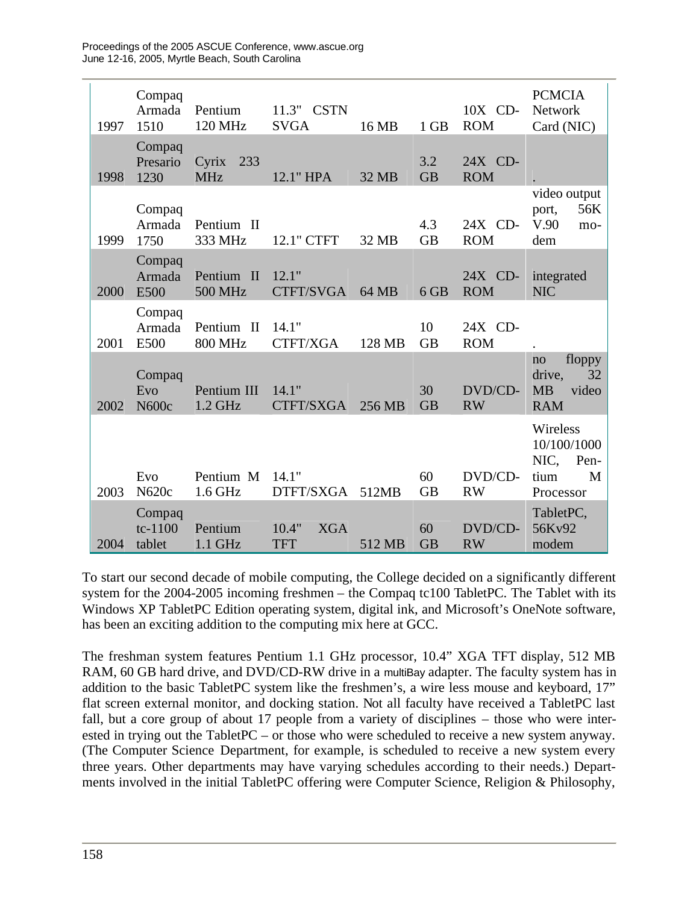| | | | | | | | |
|---|---|---|---|---|---|---|---|
| 1997 | Compaq Armada 1510 | Pentium 120 MHz | 11.3" CSTN SVGA | 16 MB | 1 GB | 10X CD-ROM | PCMCIA Network Card (NIC) |
| 1998 | Compaq Presario 1230 | Cyrix 233 MHz | 12.1" HPA | 32 MB | 3.2 GB | 24X CD-ROM | . |
| 1999 | Compaq Armada 1750 | Pentium II 333 MHz | 12.1" CTFT | 32 MB | 4.3 GB | 24X CD-ROM | video output port, 56K V.90 modem |
| 2000 | Compaq Armada E500 | Pentium II 500 MHz | 12.1" CTFT/SVGA | 64 MB | 6 GB | 24X CD-ROM | integrated NIC |
| 2001 | Compaq Armada E500 | Pentium II 800 MHz | 14.1" CTFT/XGA | 128 MB | 10 GB | 24X CD-ROM | . |
| 2002 | Compaq Evo N600c | Pentium III 1.2 GHz | 14.1" CTFT/SXGA | 256 MB | 30 GB | DVD/CD-RW | no floppy drive, 32 MB video RAM |
| 2003 | Evo N620c | Pentium M 1.6 GHz | 14.1" DTFT/SXGA | 512MB | 60 GB | DVD/CD-RW | Wireless 10/100/1000 NIC, Pentium M Processor |
| 2004 | Compaq tc-1100 tablet | Pentium 1.1 GHz | 10.4" XGA TFT | 512 MB | 60 GB | DVD/CD-RW | TabletPC, 56Kv92 modem |

To start our second decade of mobile computing, the College decided on a significantly different system for the 2004-2005 incoming freshmen – the Compaq tc100 TabletPC. The Tablet with its Windows XP TabletPC Edition operating system, digital ink, and Microsoft's OneNote software, has been an exciting addition to the computing mix here at GCC.

The freshman system features Pentium 1.1 GHz processor, 10.4" XGA TFT display, 512 MB RAM, 60 GB hard drive, and DVD/CD-RW drive in a multiBay adapter. The faculty system has in addition to the basic TabletPC system like the freshmen's, a wire less mouse and keyboard, 17" flat screen external monitor, and docking station. Not all faculty have received a TabletPC last fall, but a core group of about 17 people from a variety of disciplines – those who were interested in trying out the TabletPC – or those who were scheduled to receive a new system anyway. (The Computer Science Department, for example, is scheduled to receive a new system every three years. Other departments may have varying schedules according to their needs.) Departments involved in the initial TabletPC offering were Computer Science, Religion & Philosophy,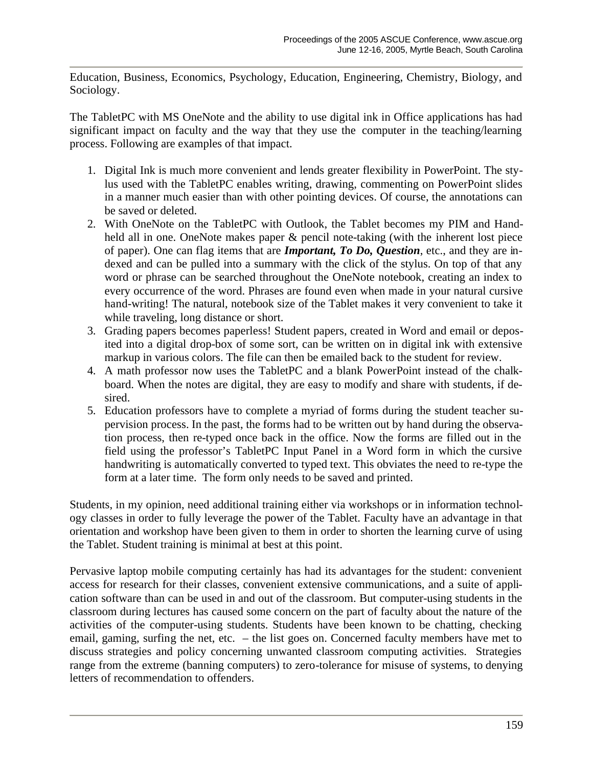Education, Business, Economics, Psychology, Education, Engineering, Chemistry, Biology, and Sociology.

The TabletPC with MS OneNote and the ability to use digital ink in Office applications has had significant impact on faculty and the way that they use the computer in the teaching/learning process. Following are examples of that impact.

1. Digital Ink is much more convenient and lends greater flexibility in PowerPoint. The stylus used with the TabletPC enables writing, drawing, commenting on PowerPoint slides in a manner much easier than with other pointing devices. Of course, the annotations can be saved or deleted.
2. With OneNote on the TabletPC with Outlook, the Tablet becomes my PIM and Handheld all in one. OneNote makes paper & pencil note-taking (with the inherent lost piece of paper). One can flag items that are ***Important, To Do, Question***, etc., and they are indexed and can be pulled into a summary with the click of the stylus. On top of that any word or phrase can be searched throughout the OneNote notebook, creating an index to every occurrence of the word. Phrases are found even when made in your natural cursive hand-writing! The natural, notebook size of the Tablet makes it very convenient to take it while traveling, long distance or short.
3. Grading papers becomes paperless! Student papers, created in Word and email or deposited into a digital drop-box of some sort, can be written on in digital ink with extensive markup in various colors. The file can then be emailed back to the student for review.
4. A math professor now uses the TabletPC and a blank PowerPoint instead of the chalkboard. When the notes are digital, they are easy to modify and share with students, if desired.
5. Education professors have to complete a myriad of forms during the student teacher supervision process. In the past, the forms had to be written out by hand during the observation process, then re-typed once back in the office. Now the forms are filled out in the field using the professor's TabletPC Input Panel in a Word form in which the cursive handwriting is automatically converted to typed text. This obviates the need to re-type the form at a later time. The form only needs to be saved and printed.

Students, in my opinion, need additional training either via workshops or in information technology classes in order to fully leverage the power of the Tablet. Faculty have an advantage in that orientation and workshop have been given to them in order to shorten the learning curve of using the Tablet. Student training is minimal at best at this point.

Pervasive laptop mobile computing certainly has had its advantages for the student: convenient access for research for their classes, convenient extensive communications, and a suite of application software than can be used in and out of the classroom. But computer-using students in the classroom during lectures has caused some concern on the part of faculty about the nature of the activities of the computer-using students. Students have been known to be chatting, checking email, gaming, surfing the net, etc. – the list goes on. Concerned faculty members have met to discuss strategies and policy concerning unwanted classroom computing activities. Strategies range from the extreme (banning computers) to zero-tolerance for misuse of systems, to denying letters of recommendation to offenders.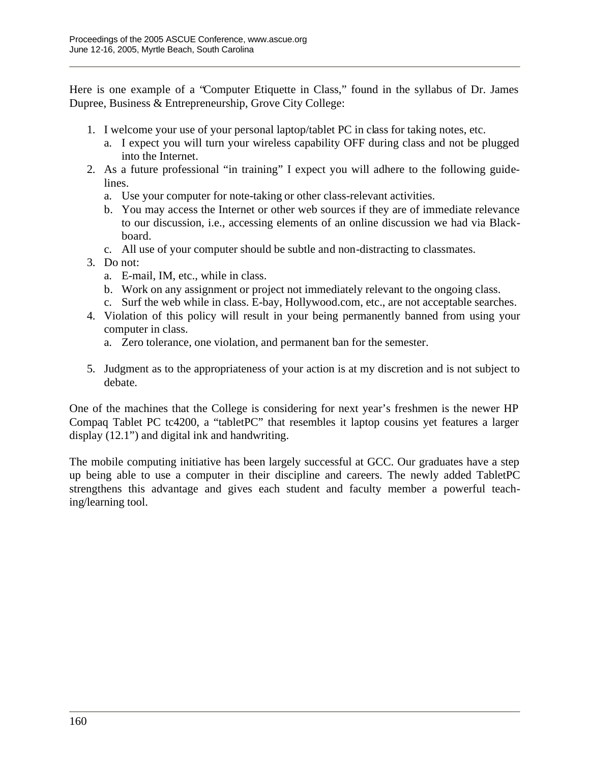Here is one example of a "Computer Etiquette in Class," found in the syllabus of Dr. James Dupree, Business & Entrepreneurship, Grove City College:

1. I welcome your use of your personal laptop/tablet PC in class for taking notes, etc.
   a. I expect you will turn your wireless capability OFF during class and not be plugged into the Internet.
2. As a future professional "in training" I expect you will adhere to the following guidelines.
   a. Use your computer for note-taking or other class-relevant activities.
   b. You may access the Internet or other web sources if they are of immediate relevance to our discussion, i.e., accessing elements of an online discussion we had via Blackboard.
   c. All use of your computer should be subtle and non-distracting to classmates.
3. Do not:
   a. E-mail, IM, etc., while in class.
   b. Work on any assignment or project not immediately relevant to the ongoing class.
   c. Surf the web while in class. E-bay, Hollywood.com, etc., are not acceptable searches.
4. Violation of this policy will result in your being permanently banned from using your computer in class.
   a. Zero tolerance, one violation, and permanent ban for the semester.

5. Judgment as to the appropriateness of your action is at my discretion and is not subject to debate.

One of the machines that the College is considering for next year's freshmen is the newer HP Compaq Tablet PC tc4200, a "tabletPC" that resembles it laptop cousins yet features a larger display (12.1") and digital ink and handwriting.

The mobile computing initiative has been largely successful at GCC. Our graduates have a step up being able to use a computer in their discipline and careers. The newly added TabletPC strengthens this advantage and gives each student and faculty member a powerful teaching/learning tool.